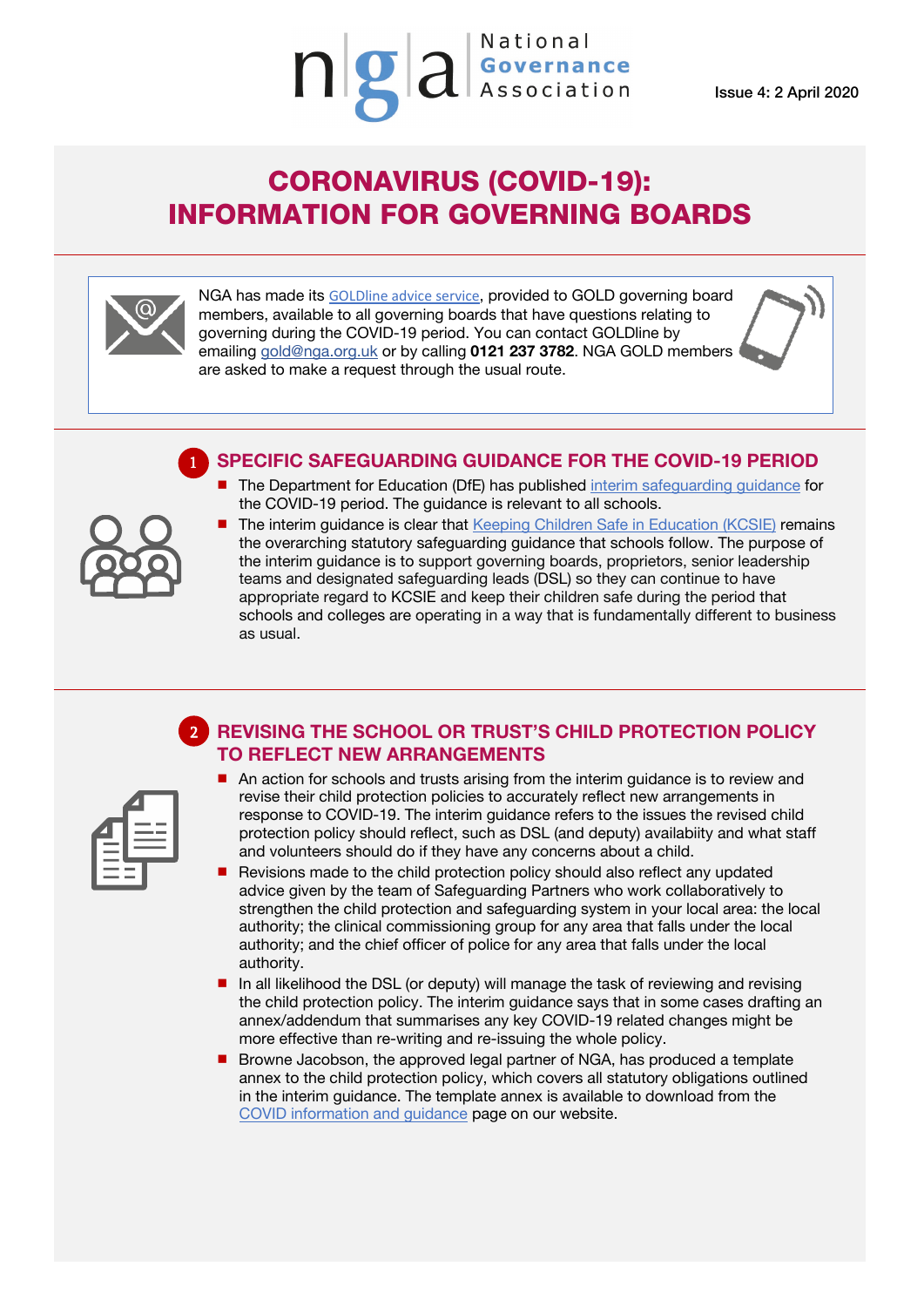National Governance Association

Issue 4: 2 April 2020

# CORONAVIRUS (COVID-19): INFORMATION FOR GOVERNING BOARDS

NGA has made its GOLDline advice service, provided to GOLD governing board members, available to all governing boards that have questions relating to governing during the COVID-19 period. You can contact GOLDline by emailing gold@nga.org.uk or by calling **0121 237 3782**. NGA GOLD members are asked to make a request through the usual route.

## 1 SPECIFIC SAFEGUARDING GUIDANCE FOR THE COVID-19 PERIOD

- The Department for Education (DfE) has published interim safeguarding guidance for the COVID-19 period. The guidance is relevant to all schools.
- The interim guidance is clear that Keeping Children Safe in Education (KCSIE) remains the overarching statutory safeguarding guidance that schools follow. The purpose of the interim guidance is to support governing boards, proprietors, senior leadership teams and designated safeguarding leads (DSL) so they can continue to have appropriate regard to KCSIE and keep their children safe during the period that schools and colleges are operating in a way that is fundamentally different to business as usual.

## 2 REVISING THE SCHOOL OR TRUST'S CHILD PROTECTION POLICY TO REFLECT NEW ARRANGEMENTS

- An action for schools and trusts arising from the interim guidance is to review and revise their child protection policies to accurately reflect new arrangements in response to COVID-19. The interim guidance refers to the issues the revised child protection policy should reflect, such as DSL (and deputy) availabiity and what staff and volunteers should do if they have any concerns about a child.
- Revisions made to the child protection policy should also reflect any updated advice given by the team of Safeguarding Partners who work collaboratively to strengthen the child protection and safeguarding system in your local area: the local authority; the clinical commissioning group for any area that falls under the local authority; and the chief officer of police for any area that falls under the local authority.
- In all likelihood the DSL (or deputy) will manage the task of reviewing and revising the child protection policy. The interim guidance says that in some cases drafting an annex/addendum that summarises any key COVID-19 related changes might be more effective than re-writing and re-issuing the whole policy.
- Browne Jacobson, the approved legal partner of NGA, has produced a template annex to the child protection policy, which covers all statutory obligations outlined in the interim guidance. The template annex is available to download from the COVID information and guidance page on our website.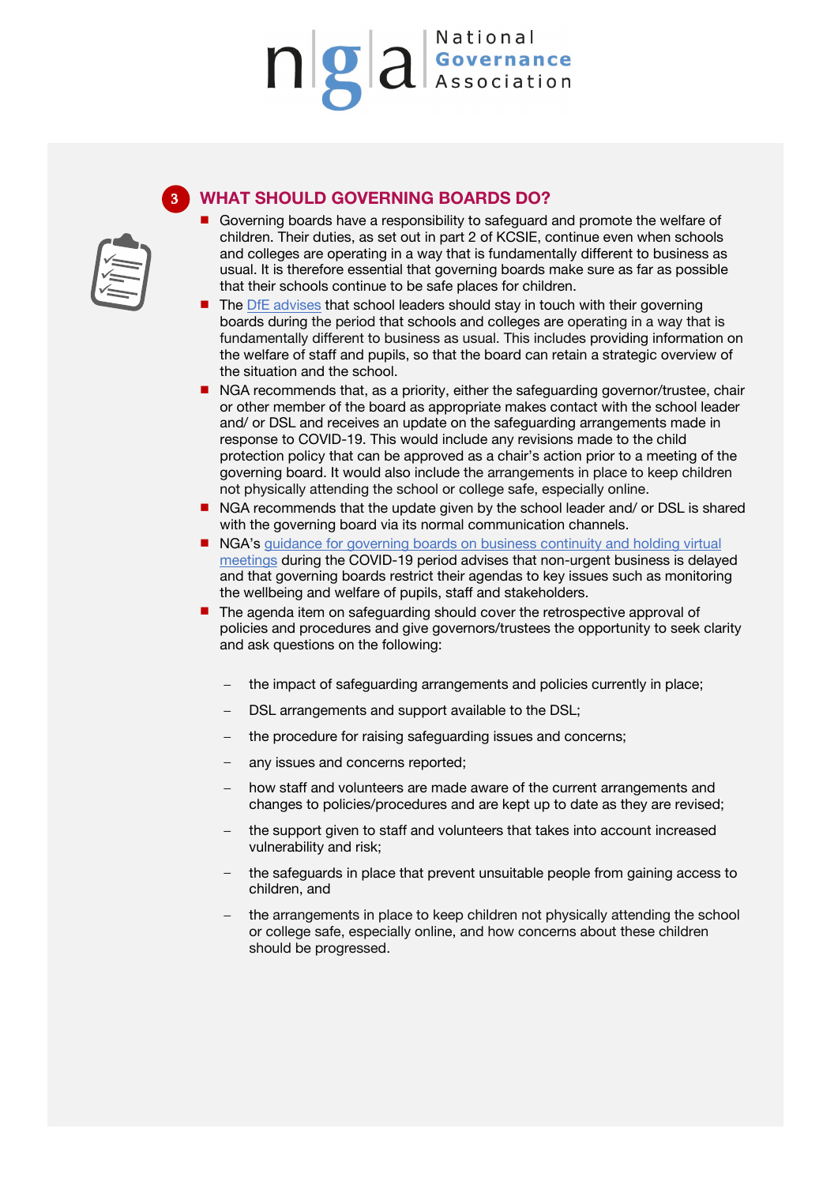## 3 WHAT SHOULD GOVERNING BOARDS DO?

- Governing boards have a responsibility to safeguard and promote the welfare of children. Their duties, as set out in part 2 of KCSIE, continue even when schools and colleges are operating in a way that is fundamentally different to business as usual. It is therefore essential that governing boards make sure as far as possible that their schools continue to be safe places for children.
- The DfE advises that school leaders should stay in touch with their governing boards during the period that schools and colleges are operating in a way that is fundamentally different to business as usual. This includes providing information on the welfare of staff and pupils, so that the board can retain a strategic overview of the situation and the school.
- NGA recommends that, as a priority, either the safeguarding governor/trustee, chair or other member of the board as appropriate makes contact with the school leader and/ or DSL and receives an update on the safeguarding arrangements made in response to COVID-19. This would include any revisions made to the child protection policy that can be approved as a chair's action prior to a meeting of the governing board. It would also include the arrangements in place to keep children not physically attending the school or college safe, especially online.
- NGA recommends that the update given by the school leader and/ or DSL is shared with the governing board via its normal communication channels.
- NGA's guidance for governing boards on business continuity and holding virtual meetings during the COVID-19 period advises that non-urgent business is delayed and that governing boards restrict their agendas to key issues such as monitoring the wellbeing and welfare of pupils, staff and stakeholders.
- The agenda item on safeguarding should cover the retrospective approval of policies and procedures and give governors/trustees the opportunity to seek clarity and ask questions on the following:
  - the impact of safeguarding arrangements and policies currently in place;
  - DSL arrangements and support available to the DSL;
  - the procedure for raising safeguarding issues and concerns;
  - any issues and concerns reported;
  - how staff and volunteers are made aware of the current arrangements and changes to policies/procedures and are kept up to date as they are revised;
  - the support given to staff and volunteers that takes into account increased vulnerability and risk;
  - the safeguards in place that prevent unsuitable people from gaining access to children, and
  - the arrangements in place to keep children not physically attending the school or college safe, especially online, and how concerns about these children should be progressed.